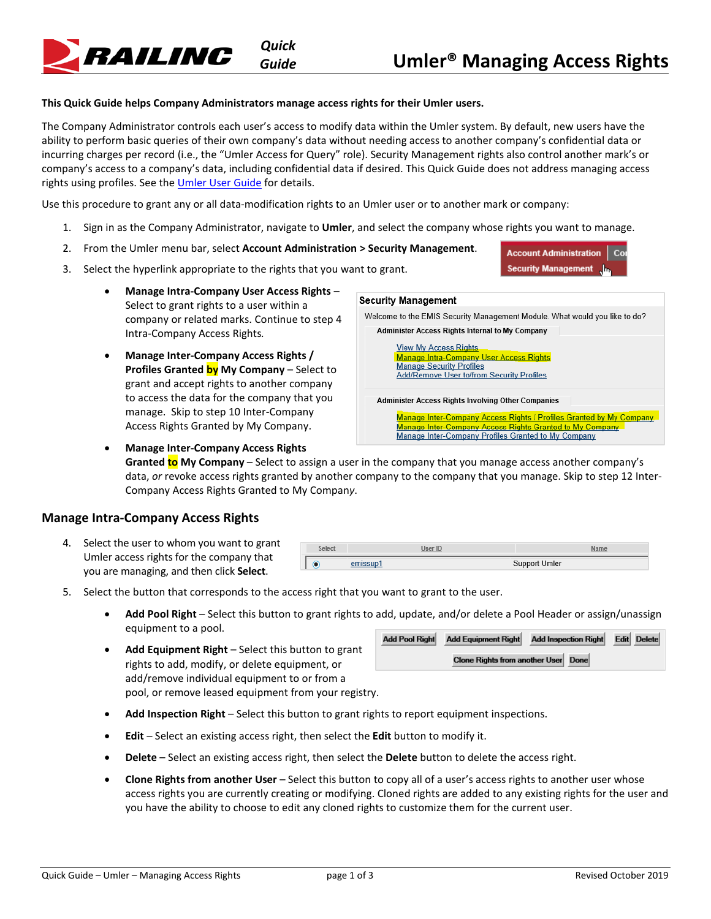# Umler® Managing Access Rights

**This Quick Guide helps Company Administrators manage access rights for their Umler users.**

The Company Administrator controls each user's access to modify data within the Umler system. By default, new users have the ability to perform basic queries of their own company's data without needing access to another company's confidential data or incurring charges per record (i.e., the "Umler Access for Query" role). Security Management rights also control another mark's or company's access to a company's data, including confidential data if desired. This Quick Guide does not address managing access rights using profiles. See the Umler User Guide for details.

Use this procedure to grant any or all data-modification rights to an Umler user or to another mark or company:

1. Sign in as the Company Administrator, navigate to **Umler**, and select the company whose rights you want to manage.
2. From the Umler menu bar, select **Account Administration > Security Management**.
3. Select the hyperlink appropriate to the rights that you want to grant.
   - **Manage Intra-Company User Access Rights** – Select to grant rights to a user within a company or related marks. Continue to step 4 Intra-Company Access Rights.
   - **Manage Inter-Company Access Rights / Profiles Granted by My Company** – Select to grant and accept rights to another company to access the data for the company that you manage. Skip to step 10 Inter-Company Access Rights Granted by My Company.
   - **Manage Inter-Company Access Rights Granted to My Company** – Select to assign a user in the company that you manage access another company's data, *or* revoke access rights granted by another company to the company that you manage. Skip to step 12 Inter-Company Access Rights Granted to My Company*.*

## Manage Intra-Company Access Rights

4. Select the user to whom you want to grant Umler access rights for the company that you are managing, and then click **Select**.
5. Select the button that corresponds to the access right that you want to grant to the user.
   - **Add Pool Right** – Select this button to grant rights to add, update, and/or delete a Pool Header or assign/unassign equipment to a pool.
   - **Add Equipment Right** – Select this button to grant rights to add, modify, or delete equipment, or add/remove individual equipment to or from a pool, or remove leased equipment from your registry.
   - **Add Inspection Right** – Select this button to grant rights to report equipment inspections.
   - **Edit** – Select an existing access right, then select the **Edit** button to modify it.
   - **Delete** – Select an existing access right, then select the **Delete** button to delete the access right.
   - **Clone Rights from another User** – Select this button to copy all of a user's access rights to another user whose access rights you are currently creating or modifying. Cloned rights are added to any existing rights for the user and you have the ability to choose to edit any cloned rights to customize them for the current user.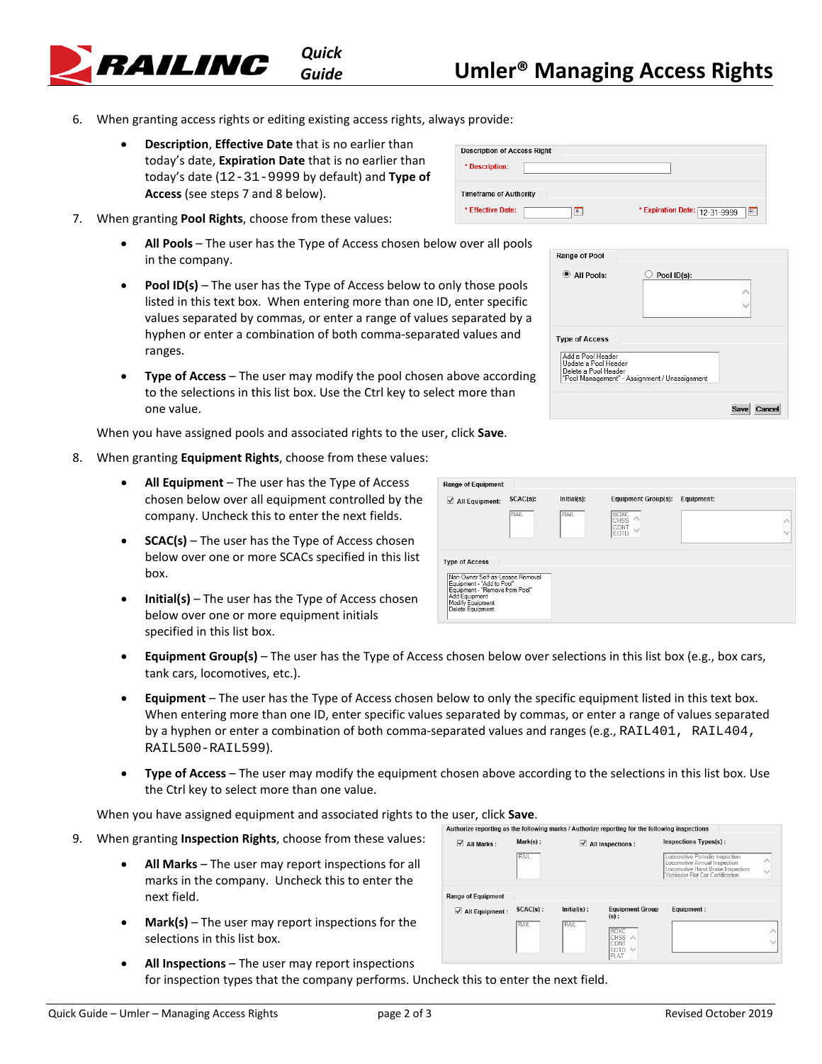6. When granting access rights or editing existing access rights, always provide:

   - **Description**, **Effective Date** that is no earlier than today's date, **Expiration Date** that is no earlier than today's date (12-31-9999 by default) and **Type of Access** (see steps 7 and 8 below).

7. When granting **Pool Rights**, choose from these values:

   - **All Pools** – The user has the Type of Access chosen below over all pools in the company.
   - **Pool ID(s)** – The user has the Type of Access below to only those pools listed in this text box. When entering more than one ID, enter specific values separated by commas, or enter a range of values separated by a hyphen or enter a combination of both comma-separated values and ranges.
   - **Type of Access** – The user may modify the pool chosen above according to the selections in this list box. Use the Ctrl key to select more than one value.

   When you have assigned pools and associated rights to the user, click **Save**.

8. When granting **Equipment Rights**, choose from these values:

   - **All Equipment** – The user has the Type of Access chosen below over all equipment controlled by the company. Uncheck this to enter the next fields.
   - **SCAC(s)** – The user has the Type of Access chosen below over one or more SCACs specified in this list box.
   - **Initial(s)** – The user has the Type of Access chosen below over one or more equipment initials specified in this list box.
   - **Equipment Group(s)** – The user has the Type of Access chosen below over selections in this list box (e.g., box cars, tank cars, locomotives, etc.).
   - **Equipment** – The user has the Type of Access chosen below to only the specific equipment listed in this text box. When entering more than one ID, enter specific values separated by commas, or enter a range of values separated by a hyphen or enter a combination of both comma-separated values and ranges (e.g., RAIL401, RAIL404, RAIL500-RAIL599).
   - **Type of Access** – The user may modify the equipment chosen above according to the selections in this list box. Use the Ctrl key to select more than one value.

   When you have assigned equipment and associated rights to the user, click **Save**.

9. When granting **Inspection Rights**, choose from these values:

   - **All Marks** – The user may report inspections for all marks in the company. Uncheck this to enter the next field.
   - **Mark(s)** – The user may report inspections for the selections in this list box.
   - **All Inspections** – The user may report inspections for inspection types that the company performs. Uncheck this to enter the next field.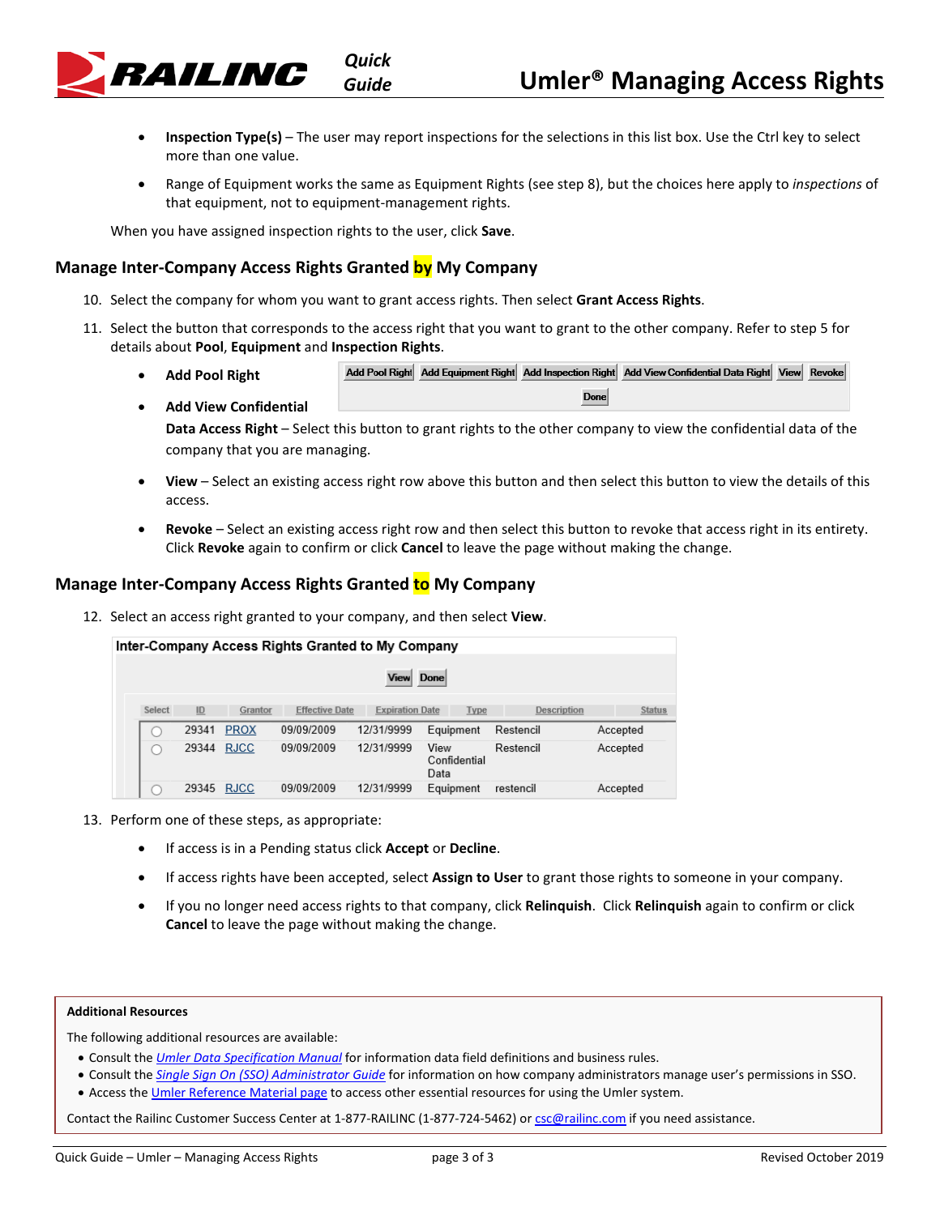- **Inspection Type(s)** – The user may report inspections for the selections in this list box. Use the Ctrl key to select more than one value.
- Range of Equipment works the same as Equipment Rights (see step 8), but the choices here apply to *inspections* of that equipment, not to equipment-management rights.

When you have assigned inspection rights to the user, click **Save**.

## Manage Inter-Company Access Rights Granted by My Company

10. Select the company for whom you want to grant access rights. Then select **Grant Access Rights**.
11. Select the button that corresponds to the access right that you want to grant to the other company. Refer to step 5 for details about **Pool**, **Equipment** and **Inspection Rights**.
    - **Add Pool Right**
    - **Add View Confidential Data Access Right** – Select this button to grant rights to the other company to view the confidential data of the company that you are managing.
    - **View** – Select an existing access right row above this button and then select this button to view the details of this access.
    - **Revoke** – Select an existing access right row and then select this button to revoke that access right in its entirety. Click **Revoke** again to confirm or click **Cancel** to leave the page without making the change.

Add Pool Right | Add Equipment Right | Add Inspection Right | Add View Confidential Data Right | View | Revoke

Done

## Manage Inter-Company Access Rights Granted to My Company

12. Select an access right granted to your company, and then select **View**.

Inter-Company Access Rights Granted to My Company

View | Done

| Select | ID | Grantor | Effective Date | Expiration Date | Type | Description | Status |
|---|---|---|---|---|---|---|---|
| ○ | 29341 | PROX | 09/09/2009 | 12/31/9999 | Equipment | Restencil | Accepted |
| ○ | 29344 | RJCC | 09/09/2009 | 12/31/9999 | View Confidential Data | Restencil | Accepted |
| ○ | 29345 | RJCC | 09/09/2009 | 12/31/9999 | Equipment | restencil | Accepted |

13. Perform one of these steps, as appropriate:
    - If access is in a Pending status click **Accept** or **Decline**.
    - If access rights have been accepted, select **Assign to User** to grant those rights to someone in your company.
    - If you no longer need access rights to that company, click **Relinquish**. Click **Relinquish** again to confirm or click **Cancel** to leave the page without making the change.

**Additional Resources**

The following additional resources are available:

- Consult the *Umler Data Specification Manual* for information data field definitions and business rules.
- Consult the *Single Sign On (SSO) Administrator Guide* for information on how company administrators manage user's permissions in SSO.
- Access the Umler Reference Material page to access other essential resources for using the Umler system.

Contact the Railinc Customer Success Center at 1-877-RAILINC (1-877-724-5462) or csc@railinc.com if you need assistance.